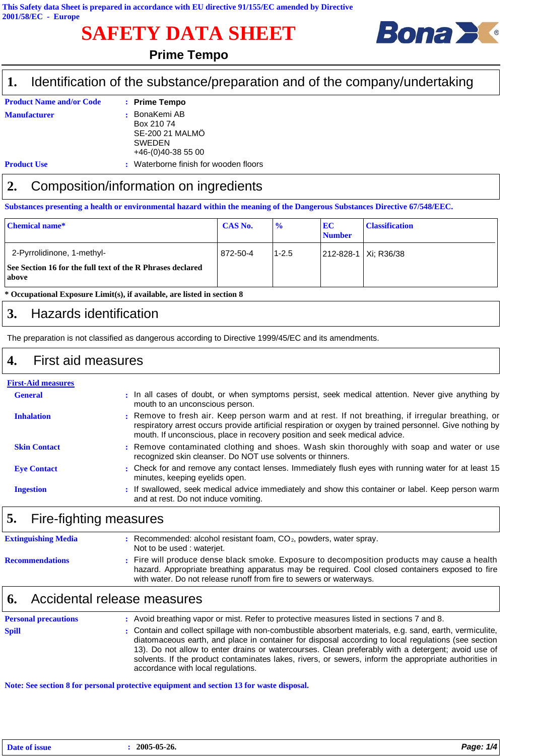This Safety data Sheet is prepared in accordance with EU directive 91/155/EC amended by Directive 2001/58/EC - Europe

# SAFETY DATA SHEET

## Prime Tempo

## 1. Identification of the substance/preparation and of the company/undertaking

**Product Name and/or Code** : **Prime Tempo**

**Manufacturer** : BonaKemi AB
Box 210 74
SE-200 21 MALMÖ
SWEDEN
+46-(0)40-38 55 00

**Product Use** : Waterborne finish for wooden floors

## 2. Composition/information on ingredients

**Substances presenting a health or environmental hazard within the meaning of the Dangerous Substances Directive 67/548/EEC.**

| Chemical name* | CAS No. | % | EC Number | Classification |
|---|---|---|---|---|
| 2-Pyrrolidinone, 1-methyl-<br>**See Section 16 for the full text of the R Phrases declared above** | 872-50-4 | 1-2.5 | 212-828-1 | Xi; R36/38 |

**\* Occupational Exposure Limit(s), if available, are listed in section 8**

## 3. Hazards identification

The preparation is not classified as dangerous according to Directive 1999/45/EC and its amendments.

## 4. First aid measures

**First-Aid measures**

**General** : In all cases of doubt, or when symptoms persist, seek medical attention. Never give anything by mouth to an unconscious person.

**Inhalation** : Remove to fresh air. Keep person warm and at rest. If not breathing, if irregular breathing, or respiratory arrest occurs provide artificial respiration or oxygen by trained personnel. Give nothing by mouth. If unconscious, place in recovery position and seek medical advice.

**Skin Contact** : Remove contaminated clothing and shoes. Wash skin thoroughly with soap and water or use recognized skin cleanser. Do NOT use solvents or thinners.

**Eye Contact** : Check for and remove any contact lenses. Immediately flush eyes with running water for at least 15 minutes, keeping eyelids open.

**Ingestion** : If swallowed, seek medical advice immediately and show this container or label. Keep person warm and at rest. Do not induce vomiting.

## 5. Fire-fighting measures

**Extinguishing Media** : Recommended: alcohol resistant foam, $CO_2$, powders, water spray.
Not to be used : waterjet.

**Recommendations** : Fire will produce dense black smoke. Exposure to decomposition products may cause a health hazard. Appropriate breathing apparatus may be required. Cool closed containers exposed to fire with water. Do not release runoff from fire to sewers or waterways.

## 6. Accidental release measures

**Personal precautions** : Avoid breathing vapor or mist. Refer to protective measures listed in sections 7 and 8.

**Spill** : Contain and collect spillage with non-combustible absorbent materials, e.g. sand, earth, vermiculite, diatomaceous earth, and place in container for disposal according to local regulations (see section 13). Do not allow to enter drains or watercourses. Clean preferably with a detergent; avoid use of solvents. If the product contaminates lakes, rivers, or sewers, inform the appropriate authorities in accordance with local regulations.

**Note: See section 8 for personal protective equipment and section 13 for waste disposal.**

**Date of issue** : **2005-05-26.**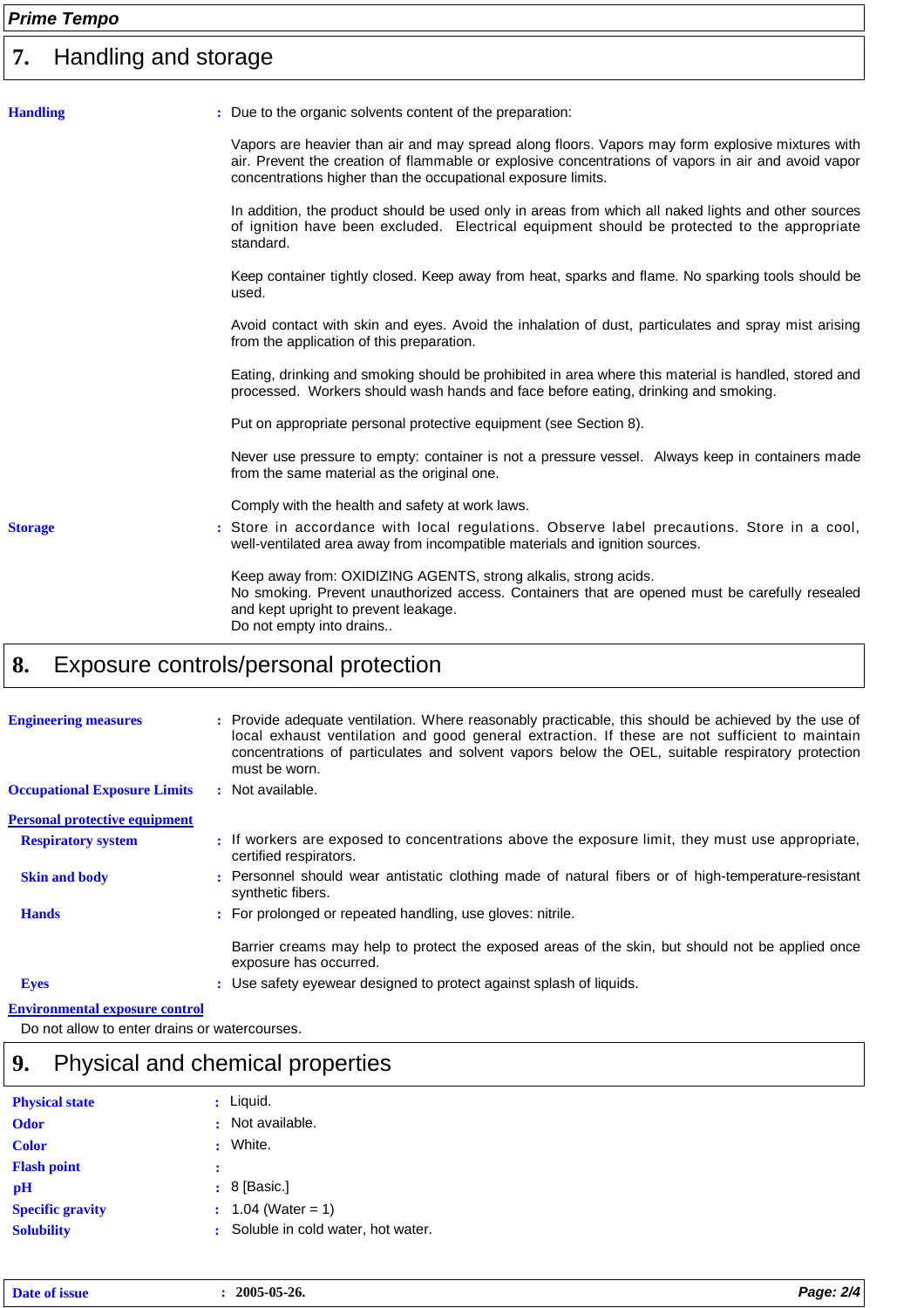## 7. Handling and storage

**Handling** : Due to the organic solvents content of the preparation:

Vapors are heavier than air and may spread along floors. Vapors may form explosive mixtures with air. Prevent the creation of flammable or explosive concentrations of vapors in air and avoid vapor concentrations higher than the occupational exposure limits.

In addition, the product should be used only in areas from which all naked lights and other sources of ignition have been excluded. Electrical equipment should be protected to the appropriate standard.

Keep container tightly closed. Keep away from heat, sparks and flame. No sparking tools should be used.

Avoid contact with skin and eyes. Avoid the inhalation of dust, particulates and spray mist arising from the application of this preparation.

Eating, drinking and smoking should be prohibited in area where this material is handled, stored and processed. Workers should wash hands and face before eating, drinking and smoking.

Put on appropriate personal protective equipment (see Section 8).

Never use pressure to empty: container is not a pressure vessel. Always keep in containers made from the same material as the original one.

Comply with the health and safety at work laws.

**Storage** : Store in accordance with local regulations. Observe label precautions. Store in a cool, well-ventilated area away from incompatible materials and ignition sources.

Keep away from: OXIDIZING AGENTS, strong alkalis, strong acids.
No smoking. Prevent unauthorized access. Containers that are opened must be carefully resealed and kept upright to prevent leakage.
Do not empty into drains..

## 8. Exposure controls/personal protection

**Engineering measures** : Provide adequate ventilation. Where reasonably practicable, this should be achieved by the use of local exhaust ventilation and good general extraction. If these are not sufficient to maintain concentrations of particulates and solvent vapors below the OEL, suitable respiratory protection must be worn.

**Occupational Exposure Limits** : Not available.

**Personal protective equipment**

**Respiratory system** : If workers are exposed to concentrations above the exposure limit, they must use appropriate, certified respirators.

**Skin and body** : Personnel should wear antistatic clothing made of natural fibers or of high-temperature-resistant synthetic fibers.

**Hands** : For prolonged or repeated handling, use gloves: nitrile.

Barrier creams may help to protect the exposed areas of the skin, but should not be applied once exposure has occurred.

**Eyes** : Use safety eyewear designed to protect against splash of liquids.

**Environmental exposure control**

Do not allow to enter drains or watercourses.

## 9. Physical and chemical properties

**Physical state** : Liquid.

**Odor** : Not available.

**Color** : White.

**Flash point** :

**pH** : 8 [Basic.]

**Specific gravity** : 1.04 (Water = 1)

**Solubility** : Soluble in cold water, hot water.

**Date of issue** : **2005-05-26.**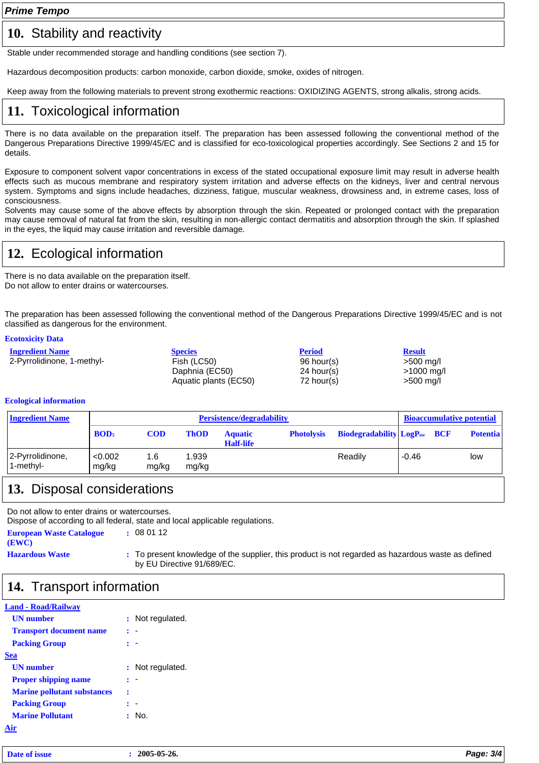## 10. Stability and reactivity

Stable under recommended storage and handling conditions (see section 7).

Hazardous decomposition products: carbon monoxide, carbon dioxide, smoke, oxides of nitrogen.

Keep away from the following materials to prevent strong exothermic reactions: OXIDIZING AGENTS, strong alkalis, strong acids.

## 11. Toxicological information

There is no data available on the preparation itself. The preparation has been assessed following the conventional method of the Dangerous Preparations Directive 1999/45/EC and is classified for eco-toxicological properties accordingly. See Sections 2 and 15 for details.

Exposure to component solvent vapor concentrations in excess of the stated occupational exposure limit may result in adverse health effects such as mucous membrane and respiratory system irritation and adverse effects on the kidneys, liver and central nervous system. Symptoms and signs include headaches, dizziness, fatigue, muscular weakness, drowsiness and, in extreme cases, loss of consciousness.
Solvents may cause some of the above effects by absorption through the skin. Repeated or prolonged contact with the preparation may cause removal of natural fat from the skin, resulting in non-allergic contact dermatitis and absorption through the skin. If splashed in the eyes, the liquid may cause irritation and reversible damage.

## 12. Ecological information

There is no data available on the preparation itself.
Do not allow to enter drains or watercourses.

The preparation has been assessed following the conventional method of the Dangerous Preparations Directive 1999/45/EC and is not classified as dangerous for the environment.

**Ecotoxicity Data**

| Ingredient Name | Species | Period | Result |
|---|---|---|---|
| 2-Pyrrolidinone, 1-methyl- | Fish (LC50) | 96 hour(s) | >500 mg/l |
| | Daphnia (EC50) | 24 hour(s) | >1000 mg/l |
| | Aquatic plants (EC50) | 72 hour(s) | >500 mg/l |

**Ecological information**

| Ingredient Name | Persistence/degradability | | | | | | Bioaccumulative potential | | |
|---|---|---|---|---|---|---|---|---|---|
| | $BOD_5$ | COD | ThOD | Aquatic Half-life | Photolysis | Biodegradability | $LogP_{ow}$ | BCF | Potentia |
| 2-Pyrrolidinone, 1-methyl- | <0.002 mg/kg | 1.6 mg/kg | 1.939 mg/kg | | | Readily | -0.46 | | low |

## 13. Disposal considerations

Do not allow to enter drains or watercourses.
Dispose of according to all federal, state and local applicable regulations.

**European Waste Catalogue (EWC)** : 08 01 12

**Hazardous Waste** : To present knowledge of the supplier, this product is not regarded as hazardous waste as defined by EU Directive 91/689/EC.

## 14. Transport information

**Land - Road/Railway**

- **UN number** : Not regulated.
- **Transport document name** : -
- **Packing Group** : -

**Sea**

- **UN number** : Not regulated.
- **Proper shipping name** : -
- **Marine pollutant substances** :
- **Packing Group** : -
- **Marine Pollutant** : No.

**Air**

**Date of issue** : 2005-05-26.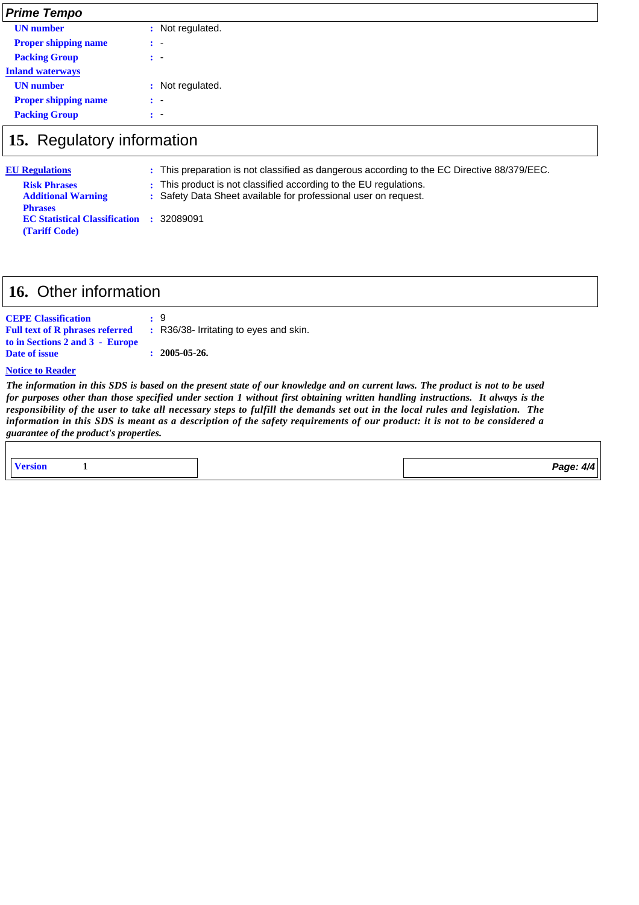**UN number** : Not regulated.

**Proper shipping name** : -

**Packing Group** : -

**Inland waterways**

**UN number** : Not regulated.

**Proper shipping name** : -

**Packing Group** : -

## 15. Regulatory information

**EU Regulations** : This preparation is not classified as dangerous according to the EC Directive 88/379/EEC.

**Risk Phrases** : This product is not classified according to the EU regulations.

**Additional Warning Phrases** : Safety Data Sheet available for professional user on request.

**EC Statistical Classification (Tariff Code)** : 32089091

## 16. Other information

**CEPE Classification** : 9

**Full text of R phrases referred to in Sections 2 and 3 - Europe** : R36/38- Irritating to eyes and skin.

**Date of issue** : **2005-05-26.**

**Notice to Reader**

***The information in this SDS is based on the present state of our knowledge and on current laws. The product is not to be used for purposes other than those specified under section 1 without first obtaining written handling instructions. It always is the responsibility of the user to take all necessary steps to fulfill the demands set out in the local rules and legislation. The information in this SDS is meant as a description of the safety requirements of our product: it is not to be considered a guarantee of the product's properties.***

**Version** 1